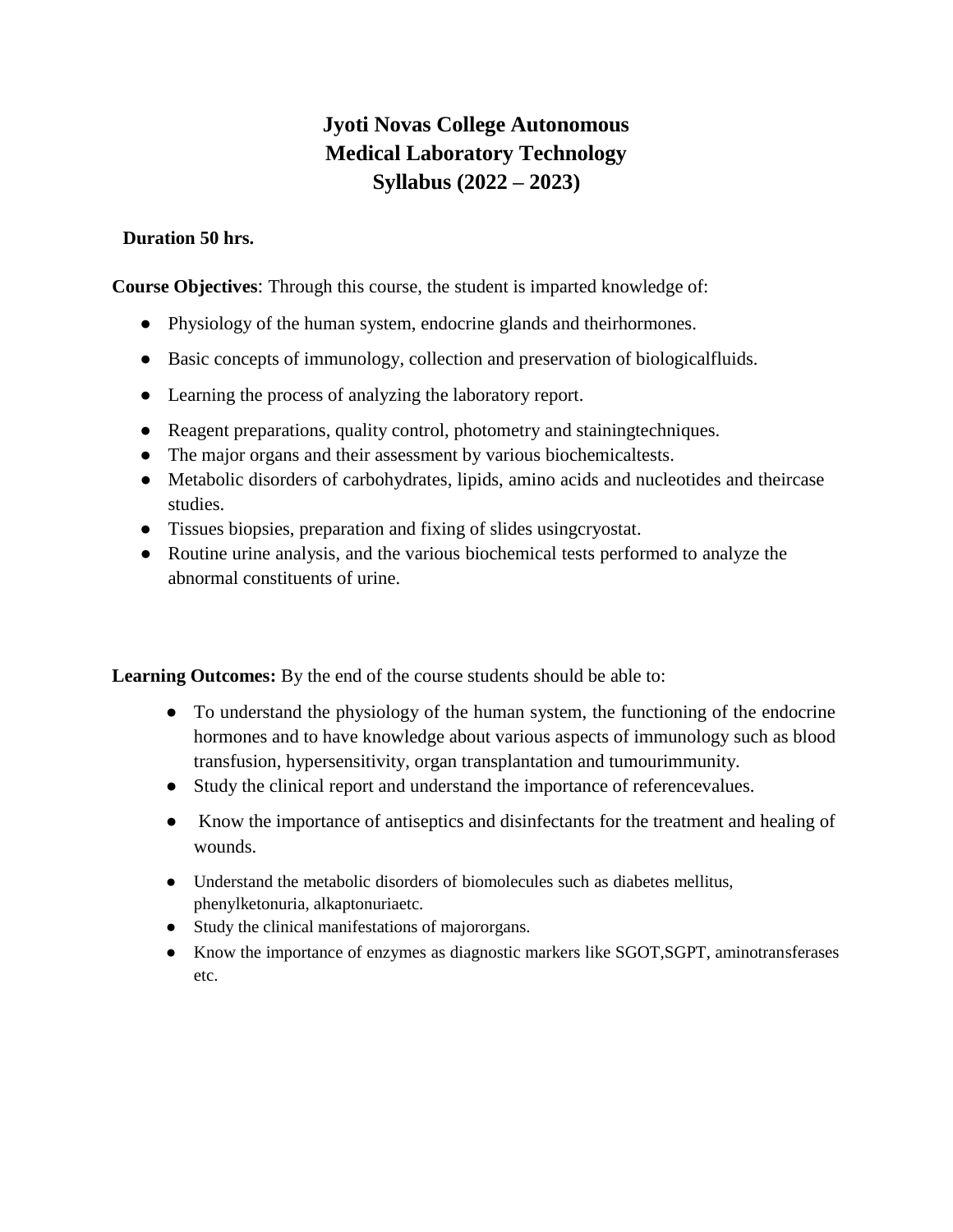# Jyoti Novas College Autonomous
# Medical Laboratory Technology
# Syllabus (2022 – 2023)

**Duration 50 hrs.**

**Course Objectives**: Through this course, the student is imparted knowledge of:

- Physiology of the human system, endocrine glands and theirhormones.
- Basic concepts of immunology, collection and preservation of biologicalfluids.
- Learning the process of analyzing the laboratory report.
- Reagent preparations, quality control, photometry and stainingtechniques.
- The major organs and their assessment by various biochemicaltests.
- Metabolic disorders of carbohydrates, lipids, amino acids and nucleotides and theircase studies.
- Tissues biopsies, preparation and fixing of slides usingcryostat.
- Routine urine analysis, and the various biochemical tests performed to analyze the abnormal constituents of urine.

**Learning Outcomes:** By the end of the course students should be able to:

- To understand the physiology of the human system, the functioning of the endocrine hormones and to have knowledge about various aspects of immunology such as blood transfusion, hypersensitivity, organ transplantation and tumourimmunity.
- Study the clinical report and understand the importance of referencevalues.
- Know the importance of antiseptics and disinfectants for the treatment and healing of wounds.
- Understand the metabolic disorders of biomolecules such as diabetes mellitus, phenylketonuria, alkaptonuriaetc.
- Study the clinical manifestations of majororgans.
- Know the importance of enzymes as diagnostic markers like SGOT,SGPT, aminotransferases etc.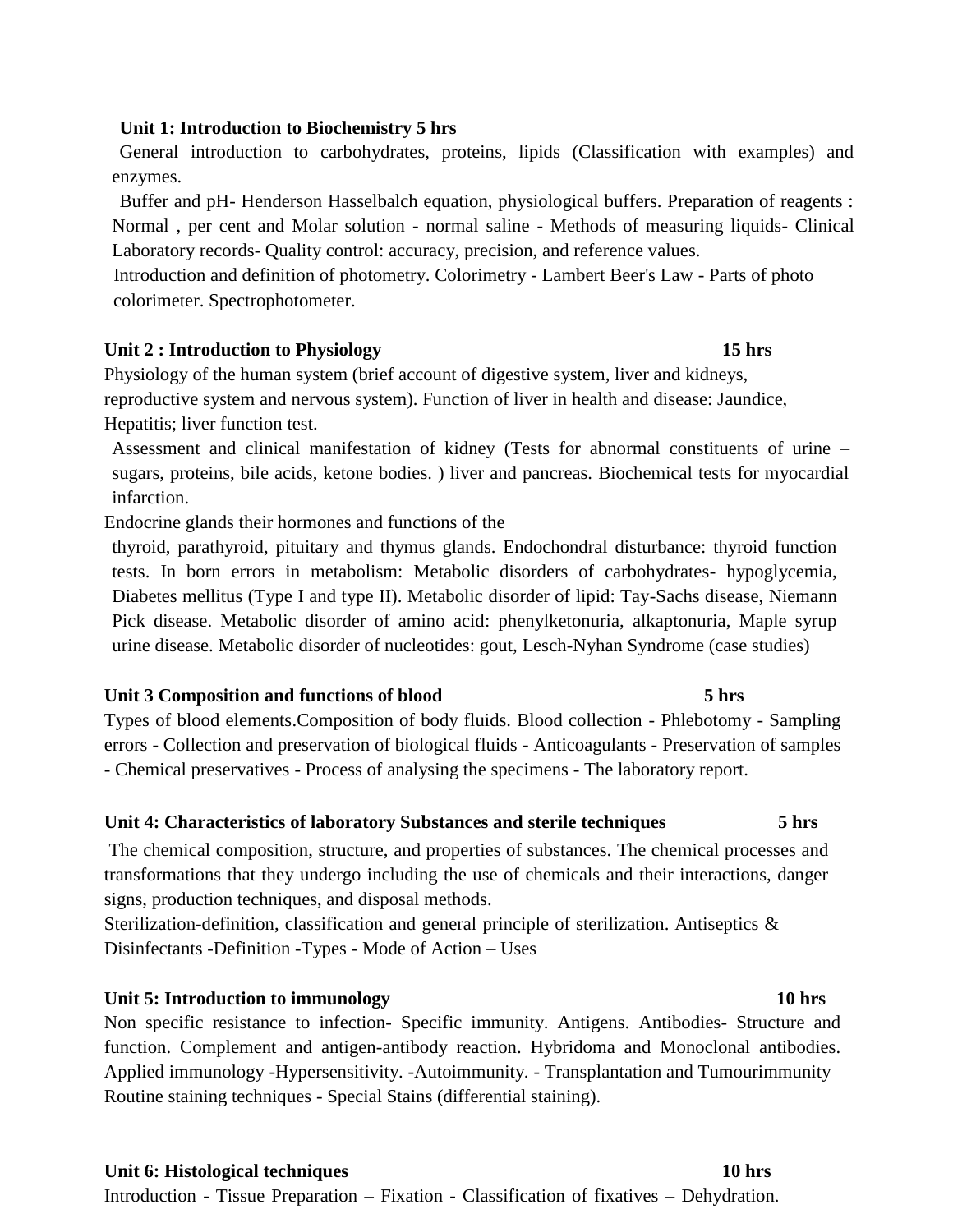**Unit 1: Introduction to Biochemistry 5 hrs**

General introduction to carbohydrates, proteins, lipids (Classification with examples) and enzymes.

Buffer and pH- Henderson Hasselbalch equation, physiological buffers. Preparation of reagents : Normal , per cent and Molar solution - normal saline - Methods of measuring liquids- Clinical Laboratory records- Quality control: accuracy, precision, and reference values.

Introduction and definition of photometry. Colorimetry - Lambert Beer's Law - Parts of photo colorimeter. Spectrophotometer.

**Unit 2 : Introduction to Physiology 15 hrs**

Physiology of the human system (brief account of digestive system, liver and kidneys, reproductive system and nervous system). Function of liver in health and disease: Jaundice, Hepatitis; liver function test.

Assessment and clinical manifestation of kidney (Tests for abnormal constituents of urine – sugars, proteins, bile acids, ketone bodies. ) liver and pancreas. Biochemical tests for myocardial infarction.

Endocrine glands their hormones and functions of the thyroid, parathyroid, pituitary and thymus glands. Endochondral disturbance: thyroid function tests. In born errors in metabolism: Metabolic disorders of carbohydrates- hypoglycemia, Diabetes mellitus (Type I and type II). Metabolic disorder of lipid: Tay-Sachs disease, Niemann Pick disease. Metabolic disorder of amino acid: phenylketonuria, alkaptonuria, Maple syrup urine disease. Metabolic disorder of nucleotides: gout, Lesch-Nyhan Syndrome (case studies)

**Unit 3 Composition and functions of blood 5 hrs**

Types of blood elements.Composition of body fluids. Blood collection - Phlebotomy - Sampling errors - Collection and preservation of biological fluids - Anticoagulants - Preservation of samples - Chemical preservatives - Process of analysing the specimens - The laboratory report.

**Unit 4: Characteristics of laboratory Substances and sterile techniques 5 hrs**

The chemical composition, structure, and properties of substances. The chemical processes and transformations that they undergo including the use of chemicals and their interactions, danger signs, production techniques, and disposal methods.

Sterilization-definition, classification and general principle of sterilization. Antiseptics & Disinfectants -Definition -Types - Mode of Action – Uses

**Unit 5: Introduction to immunology 10 hrs**

Non specific resistance to infection- Specific immunity. Antigens. Antibodies- Structure and function. Complement and antigen-antibody reaction. Hybridoma and Monoclonal antibodies. Applied immunology -Hypersensitivity. -Autoimmunity. - Transplantation and Tumourimmunity Routine staining techniques - Special Stains (differential staining).

**Unit 6: Histological techniques 10 hrs**

Introduction - Tissue Preparation – Fixation - Classification of fixatives – Dehydration.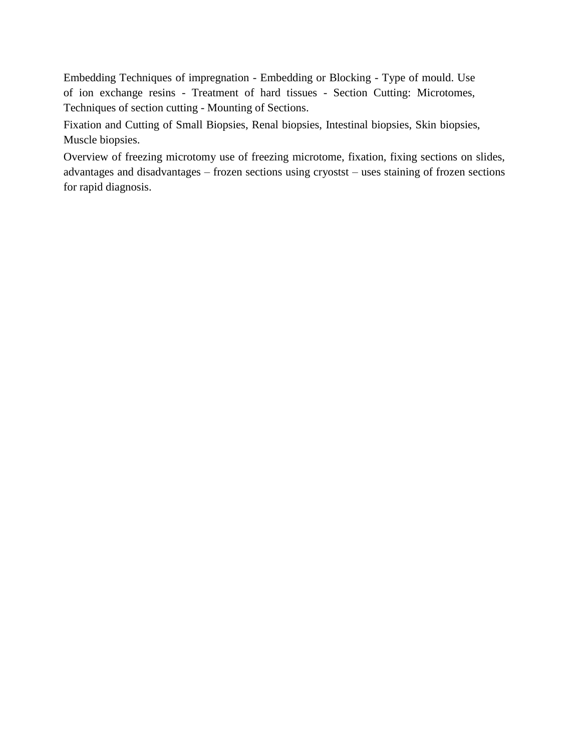Embedding Techniques of impregnation - Embedding or Blocking - Type of mould. Use of ion exchange resins - Treatment of hard tissues - Section Cutting: Microtomes, Techniques of section cutting - Mounting of Sections.

Fixation and Cutting of Small Biopsies, Renal biopsies, Intestinal biopsies, Skin biopsies, Muscle biopsies.

Overview of freezing microtomy use of freezing microtome, fixation, fixing sections on slides, advantages and disadvantages – frozen sections using cryostst – uses staining of frozen sections for rapid diagnosis.